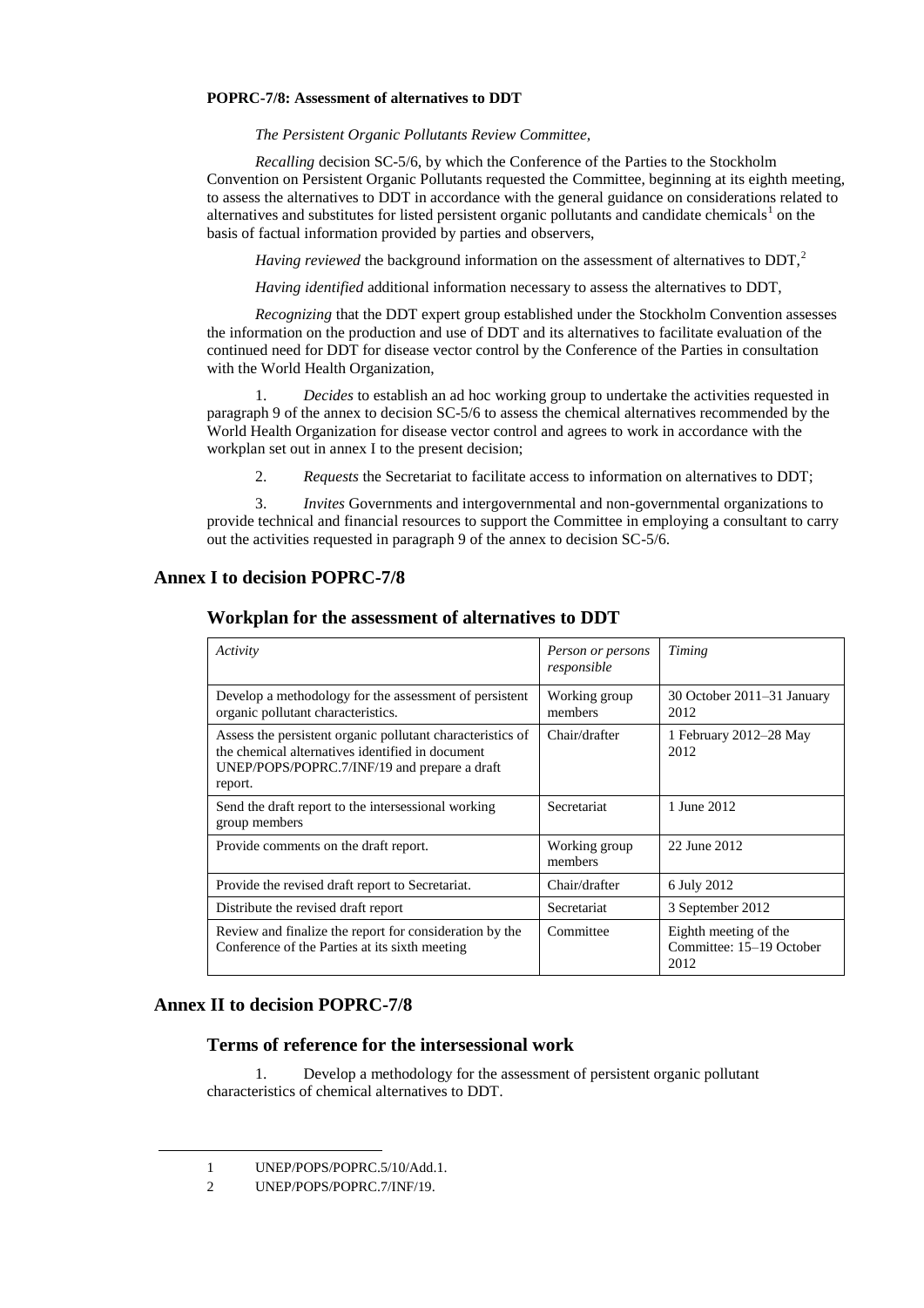**POPRC-7/8: Assessment of alternatives to DDT**

*The Persistent Organic Pollutants Review Committee,*

*Recalling* decision SC-5/6, by which the Conference of the Parties to the Stockholm Convention on Persistent Organic Pollutants requested the Committee, beginning at its eighth meeting, to assess the alternatives to DDT in accordance with the general guidance on considerations related to alternatives and substitutes for listed persistent organic pollutants and candidate chemicals[1] on the basis of factual information provided by parties and observers,

*Having reviewed* the background information on the assessment of alternatives to DDT,[2]

*Having identified* additional information necessary to assess the alternatives to DDT,

*Recognizing* that the DDT expert group established under the Stockholm Convention assesses the information on the production and use of DDT and its alternatives to facilitate evaluation of the continued need for DDT for disease vector control by the Conference of the Parties in consultation with the World Health Organization,

1. *Decides* to establish an ad hoc working group to undertake the activities requested in paragraph 9 of the annex to decision SC-5/6 to assess the chemical alternatives recommended by the World Health Organization for disease vector control and agrees to work in accordance with the workplan set out in annex I to the present decision;

2. *Requests* the Secretariat to facilitate access to information on alternatives to DDT;

3. *Invites* Governments and intergovernmental and non-governmental organizations to provide technical and financial resources to support the Committee in employing a consultant to carry out the activities requested in paragraph 9 of the annex to decision SC-5/6.

## Annex I to decision POPRC-7/8

### Workplan for the assessment of alternatives to DDT

| *Activity* | *Person or persons responsible* | *Timing* |
|---|---|---|
| Develop a methodology for the assessment of persistent organic pollutant characteristics. | Working group members | 30 October 2011–31 January 2012 |
| Assess the persistent organic pollutant characteristics of the chemical alternatives identified in document UNEP/POPS/POPRC.7/INF/19 and prepare a draft report. | Chair/drafter | 1 February 2012–28 May 2012 |
| Send the draft report to the intersessional working group members | Secretariat | 1 June 2012 |
| Provide comments on the draft report. | Working group members | 22 June 2012 |
| Provide the revised draft report to Secretariat. | Chair/drafter | 6 July 2012 |
| Distribute the revised draft report | Secretariat | 3 September 2012 |
| Review and finalize the report for consideration by the Conference of the Parties at its sixth meeting | Committee | Eighth meeting of the Committee: 15–19 October 2012 |

## Annex II to decision POPRC-7/8

### Terms of reference for the intersessional work

1. Develop a methodology for the assessment of persistent organic pollutant characteristics of chemical alternatives to DDT.

---

1 UNEP/POPS/POPRC.5/10/Add.1.

2 UNEP/POPS/POPRC.7/INF/19.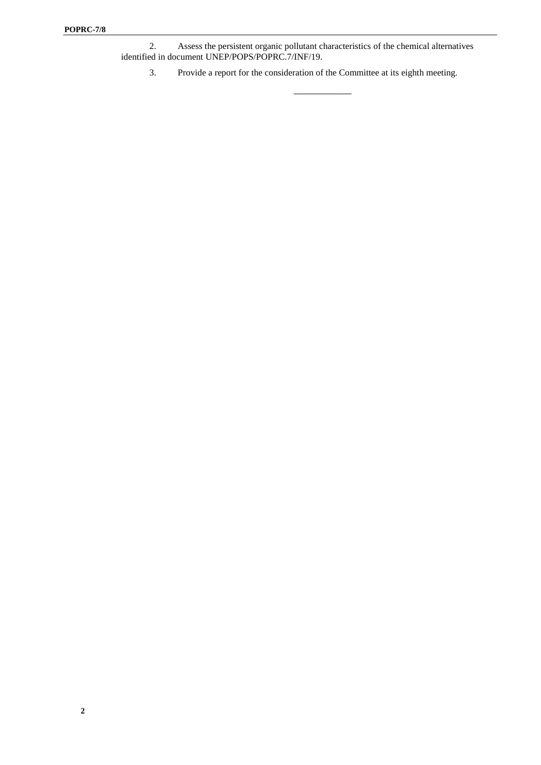2. Assess the persistent organic pollutant characteristics of the chemical alternatives identified in document UNEP/POPS/POPRC.7/INF/19.

3. Provide a report for the consideration of the Committee at its eighth meeting.

\_\_\_\_\_\_\_\_\_\_\_\_\_\_\_\_\_\_\_\_